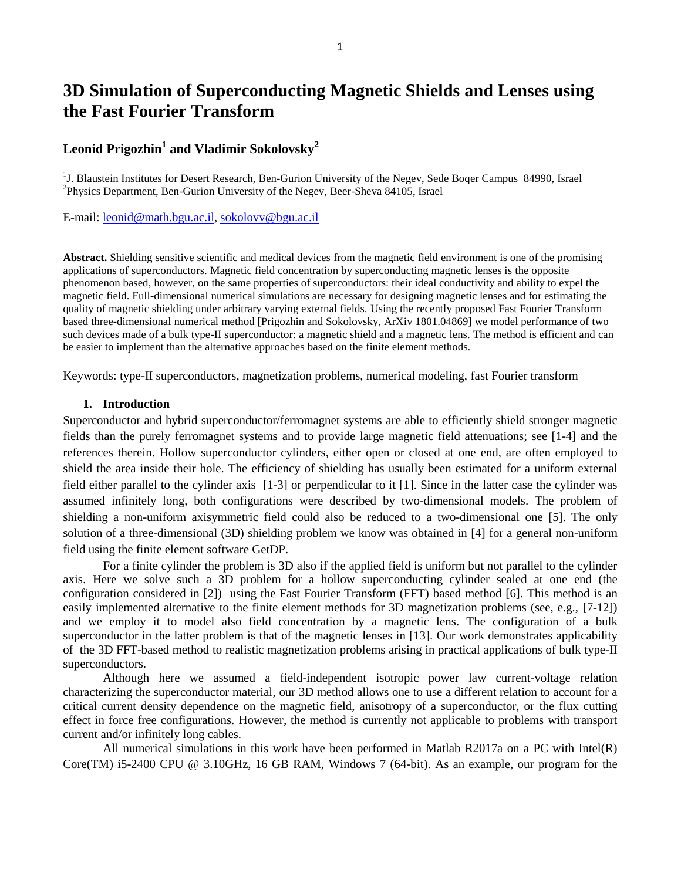# 3D Simulation of Superconducting Magnetic Shields and Lenses using the Fast Fourier Transform

## Leonid Prigozhin[1] and Vladimir Sokolovsky[2]

[1]J. Blaustein Institutes for Desert Research, Ben-Gurion University of the Negev, Sede Boqer Campus 84990, Israel
[2]Physics Department, Ben-Gurion University of the Negev, Beer-Sheva 84105, Israel

E-mail: leonid@math.bgu.ac.il, sokolovv@bgu.ac.il

**Abstract.** Shielding sensitive scientific and medical devices from the magnetic field environment is one of the promising applications of superconductors. Magnetic field concentration by superconducting magnetic lenses is the opposite phenomenon based, however, on the same properties of superconductors: their ideal conductivity and ability to expel the magnetic field. Full-dimensional numerical simulations are necessary for designing magnetic lenses and for estimating the quality of magnetic shielding under arbitrary varying external fields. Using the recently proposed Fast Fourier Transform based three-dimensional numerical method [Prigozhin and Sokolovsky, ArXiv 1801.04869] we model performance of two such devices made of a bulk type-II superconductor: a magnetic shield and a magnetic lens. The method is efficient and can be easier to implement than the alternative approaches based on the finite element methods.

Keywords: type-II superconductors, magnetization problems, numerical modeling, fast Fourier transform

### 1. Introduction

Superconductor and hybrid superconductor/ferromagnet systems are able to efficiently shield stronger magnetic fields than the purely ferromagnet systems and to provide large magnetic field attenuations; see [1-4] and the references therein. Hollow superconductor cylinders, either open or closed at one end, are often employed to shield the area inside their hole. The efficiency of shielding has usually been estimated for a uniform external field either parallel to the cylinder axis [1-3] or perpendicular to it [1]. Since in the latter case the cylinder was assumed infinitely long, both configurations were described by two-dimensional models. The problem of shielding a non-uniform axisymmetric field could also be reduced to a two-dimensional one [5]. The only solution of a three-dimensional (3D) shielding problem we know was obtained in [4] for a general non-uniform field using the finite element software GetDP.

For a finite cylinder the problem is 3D also if the applied field is uniform but not parallel to the cylinder axis. Here we solve such a 3D problem for a hollow superconducting cylinder sealed at one end (the configuration considered in [2]) using the Fast Fourier Transform (FFT) based method [6]. This method is an easily implemented alternative to the finite element methods for 3D magnetization problems (see, e.g., [7-12]) and we employ it to model also field concentration by a magnetic lens. The configuration of a bulk superconductor in the latter problem is that of the magnetic lenses in [13]. Our work demonstrates applicability of the 3D FFT-based method to realistic magnetization problems arising in practical applications of bulk type-II superconductors.

Although here we assumed a field-independent isotropic power law current-voltage relation characterizing the superconductor material, our 3D method allows one to use a different relation to account for a critical current density dependence on the magnetic field, anisotropy of a superconductor, or the flux cutting effect in force free configurations. However, the method is currently not applicable to problems with transport current and/or infinitely long cables.

All numerical simulations in this work have been performed in Matlab R2017a on a PC with Intel(R) Core(TM) i5-2400 CPU @ 3.10GHz, 16 GB RAM, Windows 7 (64-bit). As an example, our program for the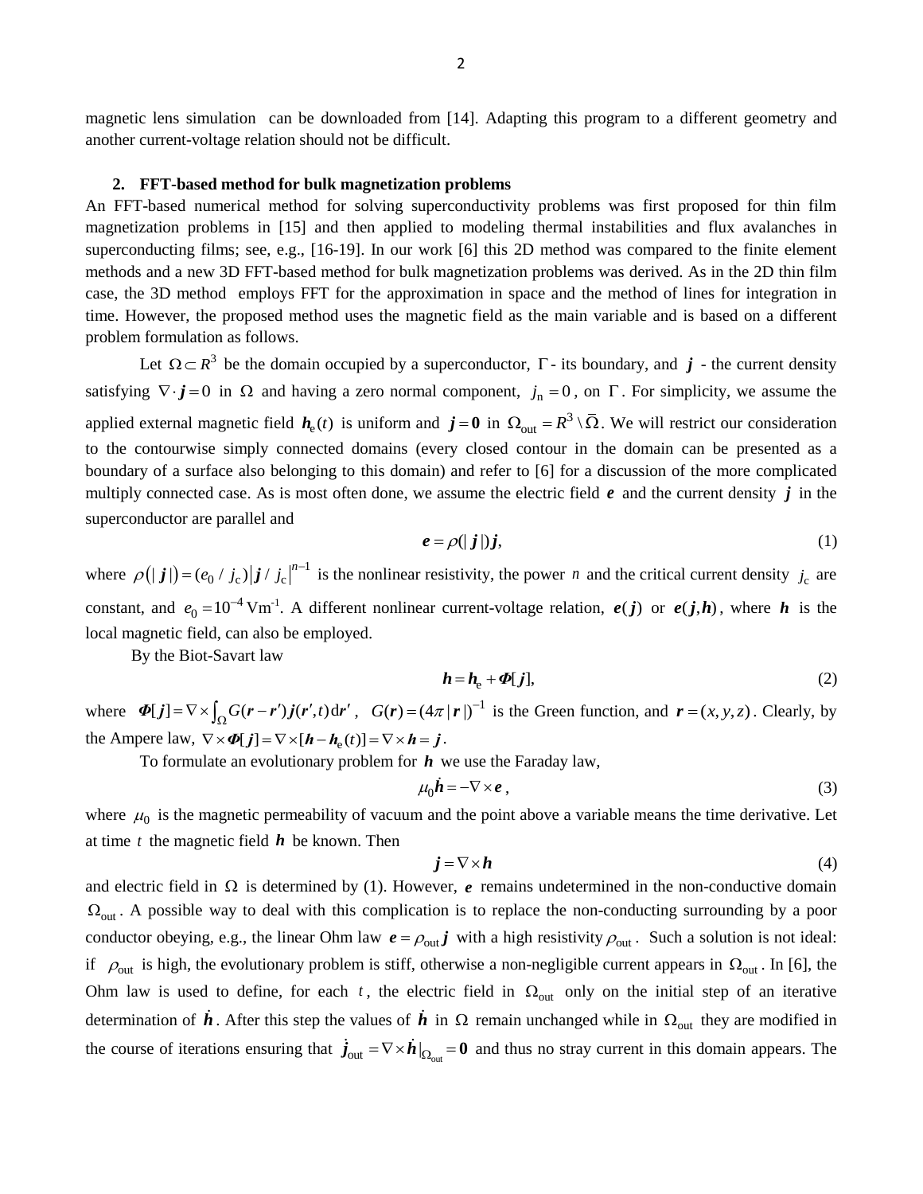magnetic lens simulation can be downloaded from [14]. Adapting this program to a different geometry and another current-voltage relation should not be difficult.

## 2. FFT-based method for bulk magnetization problems

An FFT-based numerical method for solving superconductivity problems was first proposed for thin film magnetization problems in [15] and then applied to modeling thermal instabilities and flux avalanches in superconducting films; see, e.g., [16-19]. In our work [6] this 2D method was compared to the finite element methods and a new 3D FFT-based method for bulk magnetization problems was derived. As in the 2D thin film case, the 3D method employs FFT for the approximation in space and the method of lines for integration in time. However, the proposed method uses the magnetic field as the main variable and is based on a different problem formulation as follows.

Let $\Omega \subset R^3$ be the domain occupied by a superconductor, $\Gamma$ - its boundary, and $\boldsymbol{j}$ - the current density satisfying $\nabla \cdot \boldsymbol{j} = 0$ in $\Omega$ and having a zero normal component, $j_{\mathrm{n}} = 0$, on $\Gamma$. For simplicity, we assume the applied external magnetic field $\boldsymbol{h}_{\mathrm{e}}(t)$ is uniform and $\boldsymbol{j} = \boldsymbol{0}$ in $\Omega_{\mathrm{out}} = R^3 \setminus \bar{\Omega}$. We will restrict our consideration to the contourwise simply connected domains (every closed contour in the domain can be presented as a boundary of a surface also belonging to this domain) and refer to [6] for a discussion of the more complicated multiply connected case. As is most often done, we assume the electric field $\boldsymbol{e}$ and the current density $\boldsymbol{j}$ in the superconductor are parallel and

$$\boldsymbol{e} = \rho(|\boldsymbol{j}|)\boldsymbol{j}, \tag{1}$$

where $\rho(|\boldsymbol{j}|) = (e_0 / j_{\mathrm{c}})|\boldsymbol{j} / j_{\mathrm{c}}|^{n-1}$ is the nonlinear resistivity, the power $n$ and the critical current density $j_{\mathrm{c}}$ are constant, and $e_0 = 10^{-4}\,\mathrm{Vm}^{-1}$. A different nonlinear current-voltage relation, $\boldsymbol{e}(\boldsymbol{j})$ or $\boldsymbol{e}(\boldsymbol{j},\boldsymbol{h})$, where $\boldsymbol{h}$ is the local magnetic field, can also be employed.

By the Biot-Savart law

$$\boldsymbol{h} = \boldsymbol{h}_{\mathrm{e}} + \boldsymbol{\Phi}[\boldsymbol{j}], \tag{2}$$

where $\boldsymbol{\Phi}[\boldsymbol{j}] = \nabla \times \int_{\Omega} G(\boldsymbol{r} - \boldsymbol{r}')\boldsymbol{j}(\boldsymbol{r}', t)\,\mathrm{d}\boldsymbol{r}'$, $G(\boldsymbol{r}) = (4\pi|\boldsymbol{r}|)^{-1}$ is the Green function, and $\boldsymbol{r} = (x, y, z)$. Clearly, by the Ampere law, $\nabla \times \boldsymbol{\Phi}[\boldsymbol{j}] = \nabla \times [\boldsymbol{h} - \boldsymbol{h}_{\mathrm{e}}(t)] = \nabla \times \boldsymbol{h} = \boldsymbol{j}$.

To formulate an evolutionary problem for $\boldsymbol{h}$ we use the Faraday law,

$$\mu_0 \dot{\boldsymbol{h}} = -\nabla \times \boldsymbol{e}, \tag{3}$$

where $\mu_0$ is the magnetic permeability of vacuum and the point above a variable means the time derivative. Let at time $t$ the magnetic field $\boldsymbol{h}$ be known. Then

$$\boldsymbol{j} = \nabla \times \boldsymbol{h} \tag{4}$$

and electric field in $\Omega$ is determined by (1). However, $\boldsymbol{e}$ remains undetermined in the non-conductive domain $\Omega_{\mathrm{out}}$. A possible way to deal with this complication is to replace the non-conducting surrounding by a poor conductor obeying, e.g., the linear Ohm law $\boldsymbol{e} = \rho_{\mathrm{out}}\boldsymbol{j}$ with a high resistivity $\rho_{\mathrm{out}}$. Such a solution is not ideal: if $\rho_{\mathrm{out}}$ is high, the evolutionary problem is stiff, otherwise a non-negligible current appears in $\Omega_{\mathrm{out}}$. In [6], the Ohm law is used to define, for each $t$, the electric field in $\Omega_{\mathrm{out}}$ only on the initial step of an iterative determination of $\dot{\boldsymbol{h}}$. After this step the values of $\dot{\boldsymbol{h}}$ in $\Omega$ remain unchanged while in $\Omega_{\mathrm{out}}$ they are modified in the course of iterations ensuring that $\dot{\boldsymbol{j}}_{\mathrm{out}} = \nabla \times \dot{\boldsymbol{h}}|_{\Omega_{\mathrm{out}}} = \boldsymbol{0}$ and thus no stray current in this domain appears. The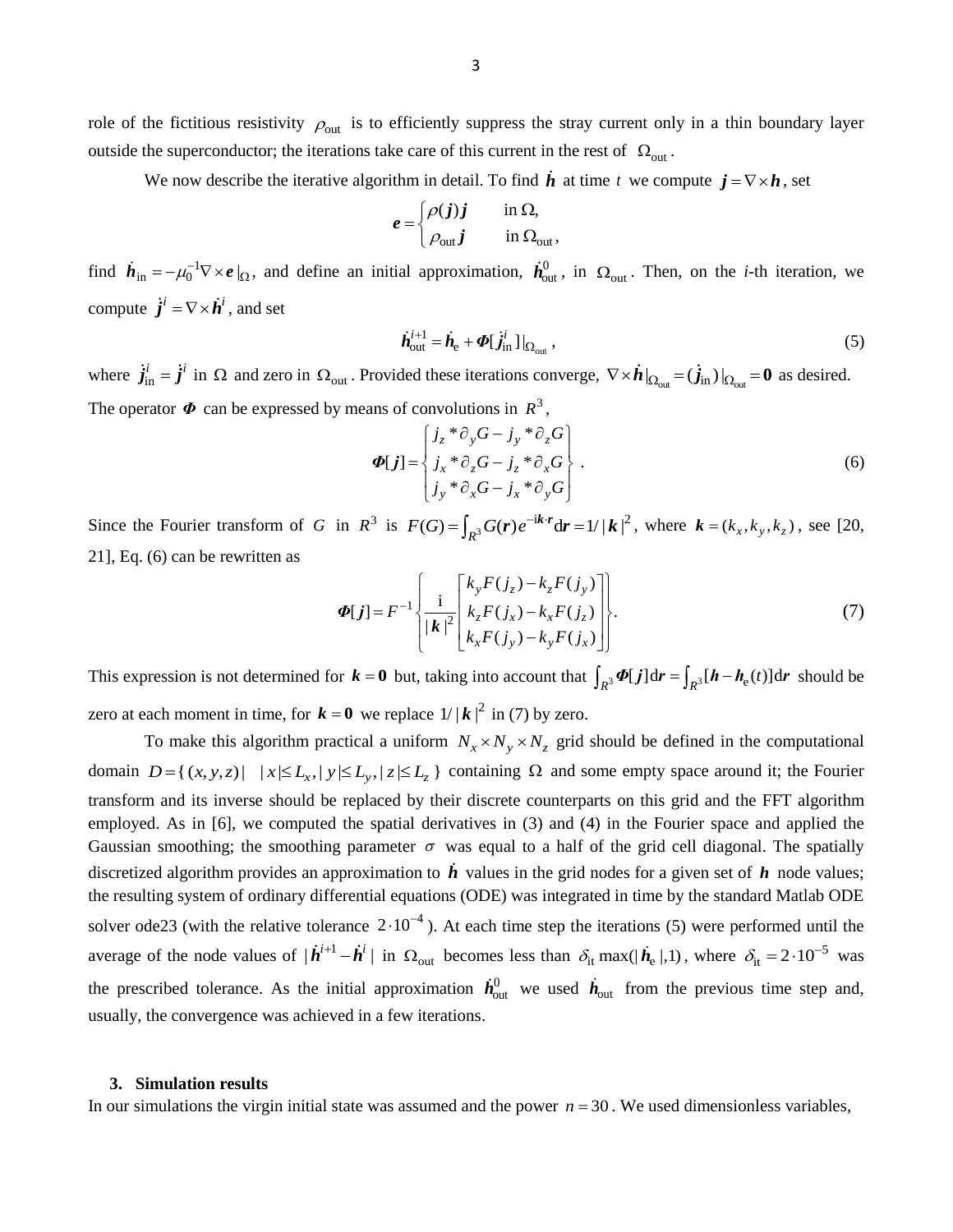role of the fictitious resistivity $\rho_{\text{out}}$ is to efficiently suppress the stray current only in a thin boundary layer outside the superconductor; the iterations take care of this current in the rest of $\Omega_{\text{out}}$.

We now describe the iterative algorithm in detail. To find $\dot{\boldsymbol{h}}$ at time $t$ we compute $\boldsymbol{j} = \nabla \times \boldsymbol{h}$, set

$$
\boldsymbol{e} = \begin{cases} \rho(\boldsymbol{j})\boldsymbol{j} & \text{in } \Omega, \\ \rho_{\text{out}}\boldsymbol{j} & \text{in } \Omega_{\text{out}}, \end{cases}
$$

find $\dot{\boldsymbol{h}}_{\text{in}} = -\mu_0^{-1}\nabla \times \boldsymbol{e}\,|_{\Omega}$, and define an initial approximation, $\dot{\boldsymbol{h}}_{\text{out}}^0$, in $\Omega_{\text{out}}$. Then, on the *i*-th iteration, we compute $\dot{\boldsymbol{j}}^i = \nabla \times \dot{\boldsymbol{h}}^i$, and set

$$
\dot{\boldsymbol{h}}_{\text{out}}^{i+1} = \dot{\boldsymbol{h}}_{\text{e}} + \boldsymbol{\Phi}[\dot{\boldsymbol{j}}_{\text{in}}^i]\,|_{\Omega_{\text{out}}}, \tag{5}
$$

where $\dot{\boldsymbol{j}}_{\text{in}}^i = \dot{\boldsymbol{j}}^i$ in $\Omega$ and zero in $\Omega_{\text{out}}$. Provided these iterations converge, $\nabla \times \dot{\boldsymbol{h}}|_{\Omega_{\text{out}}} = (\dot{\boldsymbol{j}}_{\text{in}})|_{\Omega_{\text{out}}} = \boldsymbol{0}$ as desired. The operator $\boldsymbol{\Phi}$ can be expressed by means of convolutions in $R^3$,

$$
\boldsymbol{\Phi}[\boldsymbol{j}] = \begin{Bmatrix} j_z * \partial_y G - j_y * \partial_z G \\ j_x * \partial_z G - j_z * \partial_x G \\ j_y * \partial_x G - j_x * \partial_y G \end{Bmatrix}. \tag{6}
$$

Since the Fourier transform of $G$ in $R^3$ is $F(G) = \int_{R^3} G(\boldsymbol{r}) e^{-\mathrm{i}\boldsymbol{k}\cdot\boldsymbol{r}} \mathrm{d}\boldsymbol{r} = 1/|\boldsymbol{k}|^2$, where $\boldsymbol{k} = (k_x, k_y, k_z)$, see [20, 21], Eq. (6) can be rewritten as

$$
\boldsymbol{\Phi}[\boldsymbol{j}] = F^{-1}\left\{ \frac{\mathrm{i}}{|\boldsymbol{k}|^2} \begin{bmatrix} k_y F(j_z) - k_z F(j_y) \\ k_z F(j_x) - k_x F(j_z) \\ k_x F(j_y) - k_y F(j_x) \end{bmatrix} \right\}. \tag{7}
$$

This expression is not determined for $\boldsymbol{k} = \boldsymbol{0}$ but, taking into account that $\int_{R^3} \boldsymbol{\Phi}[\boldsymbol{j}] \mathrm{d}\boldsymbol{r} = \int_{R^3} [\boldsymbol{h} - \boldsymbol{h}_{\text{e}}(t)] \mathrm{d}\boldsymbol{r}$ should be zero at each moment in time, for $\boldsymbol{k} = \boldsymbol{0}$ we replace $1/|\boldsymbol{k}|^2$ in (7) by zero.

To make this algorithm practical a uniform $N_x \times N_y \times N_z$ grid should be defined in the computational domain $D = \{ (x, y, z) | \ |x| \le L_x, |y| \le L_y, |z| \le L_z \}$ containing $\Omega$ and some empty space around it; the Fourier transform and its inverse should be replaced by their discrete counterparts on this grid and the FFT algorithm employed. As in [6], we computed the spatial derivatives in (3) and (4) in the Fourier space and applied the Gaussian smoothing; the smoothing parameter $\sigma$ was equal to a half of the grid cell diagonal. The spatially discretized algorithm provides an approximation to $\dot{\boldsymbol{h}}$ values in the grid nodes for a given set of $\boldsymbol{h}$ node values; the resulting system of ordinary differential equations (ODE) was integrated in time by the standard Matlab ODE solver ode23 (with the relative tolerance $2 \cdot 10^{-4}$). At each time step the iterations (5) were performed until the average of the node values of $|\dot{\boldsymbol{h}}^{i+1} - \dot{\boldsymbol{h}}^i|$ in $\Omega_{\text{out}}$ becomes less than $\delta_{\text{it}} \max(|\dot{\boldsymbol{h}}_{\text{e}}|, 1)$, where $\delta_{\text{it}} = 2 \cdot 10^{-5}$ was the prescribed tolerance. As the initial approximation $\dot{\boldsymbol{h}}_{\text{out}}^0$ we used $\dot{\boldsymbol{h}}_{\text{out}}$ from the previous time step and, usually, the convergence was achieved in a few iterations.

## 3. Simulation results

In our simulations the virgin initial state was assumed and the power $n = 30$. We used dimensionless variables,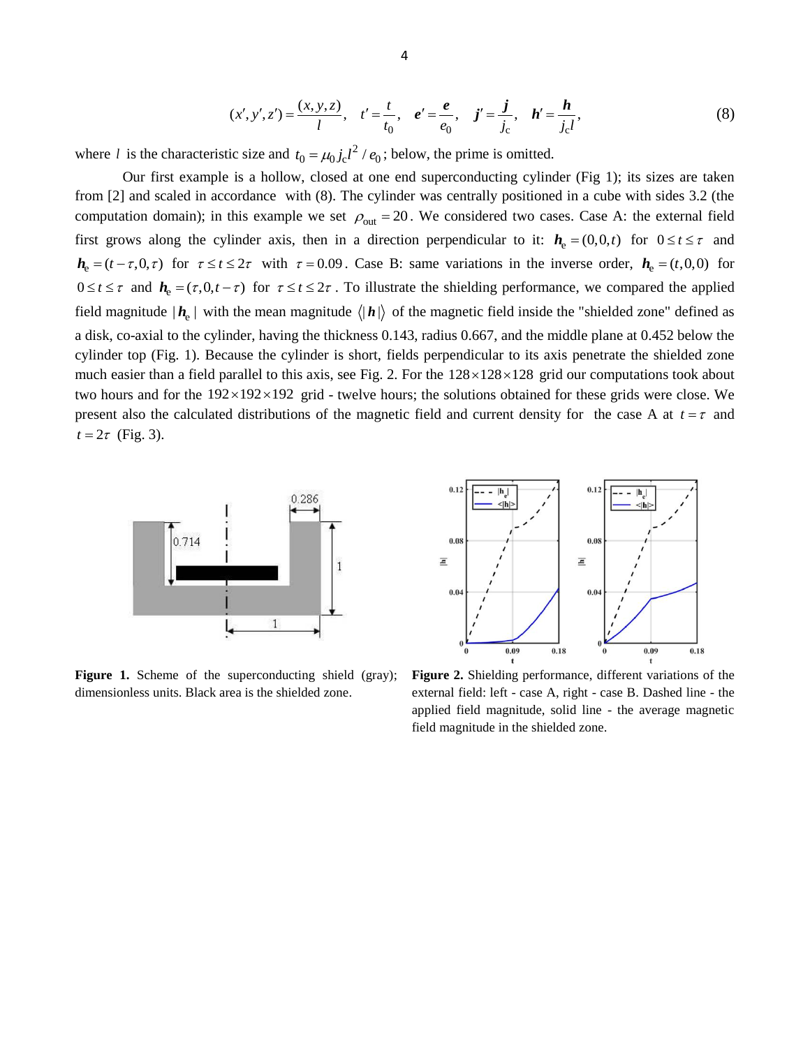$$(x', y', z') = \frac{(x, y, z)}{l}, \quad t' = \frac{t}{t_0}, \quad \boldsymbol{e}' = \frac{\boldsymbol{e}}{e_0}, \quad \boldsymbol{j}' = \frac{\boldsymbol{j}}{j_c}, \quad \boldsymbol{h}' = \frac{\boldsymbol{h}}{j_c l}, \tag{8}$$

where $l$ is the characteristic size and $t_0 = \mu_0 j_c l^2 / e_0$; below, the prime is omitted.

Our first example is a hollow, closed at one end superconducting cylinder (Fig 1); its sizes are taken from [2] and scaled in accordance with (8). The cylinder was centrally positioned in a cube with sides 3.2 (the computation domain); in this example we set $\rho_{\text{out}} = 20$. We considered two cases. Case A: the external field first grows along the cylinder axis, then in a direction perpendicular to it: $\boldsymbol{h}_e = (0,0,t)$ for $0 \le t \le \tau$ and $\boldsymbol{h}_e = (t-\tau, 0, \tau)$ for $\tau \le t \le 2\tau$ with $\tau = 0.09$. Case B: same variations in the inverse order, $\boldsymbol{h}_e = (t,0,0)$ for $0 \le t \le \tau$ and $\boldsymbol{h}_e = (\tau, 0, t-\tau)$ for $\tau \le t \le 2\tau$. To illustrate the shielding performance, we compared the applied field magnitude $|\boldsymbol{h}_e|$ with the mean magnitude $\langle |\boldsymbol{h}| \rangle$ of the magnetic field inside the "shielded zone" defined as a disk, co-axial to the cylinder, having the thickness 0.143, radius 0.667, and the middle plane at 0.452 below the cylinder top (Fig. 1). Because the cylinder is short, fields perpendicular to its axis penetrate the shielded zone much easier than a field parallel to this axis, see Fig. 2. For the $128 \times 128 \times 128$ grid our computations took about two hours and for the $192 \times 192 \times 192$ grid - twelve hours; the solutions obtained for these grids were close. We present also the calculated distributions of the magnetic field and current density for the case A at $t = \tau$ and $t = 2\tau$ (Fig. 3).

**Figure 1.** Scheme of the superconducting shield (gray); dimensionless units. Black area is the shielded zone.

**Figure 2.** Shielding performance, different variations of the external field: left - case A, right - case B. Dashed line - the applied field magnitude, solid line - the average magnetic field magnitude in the shielded zone.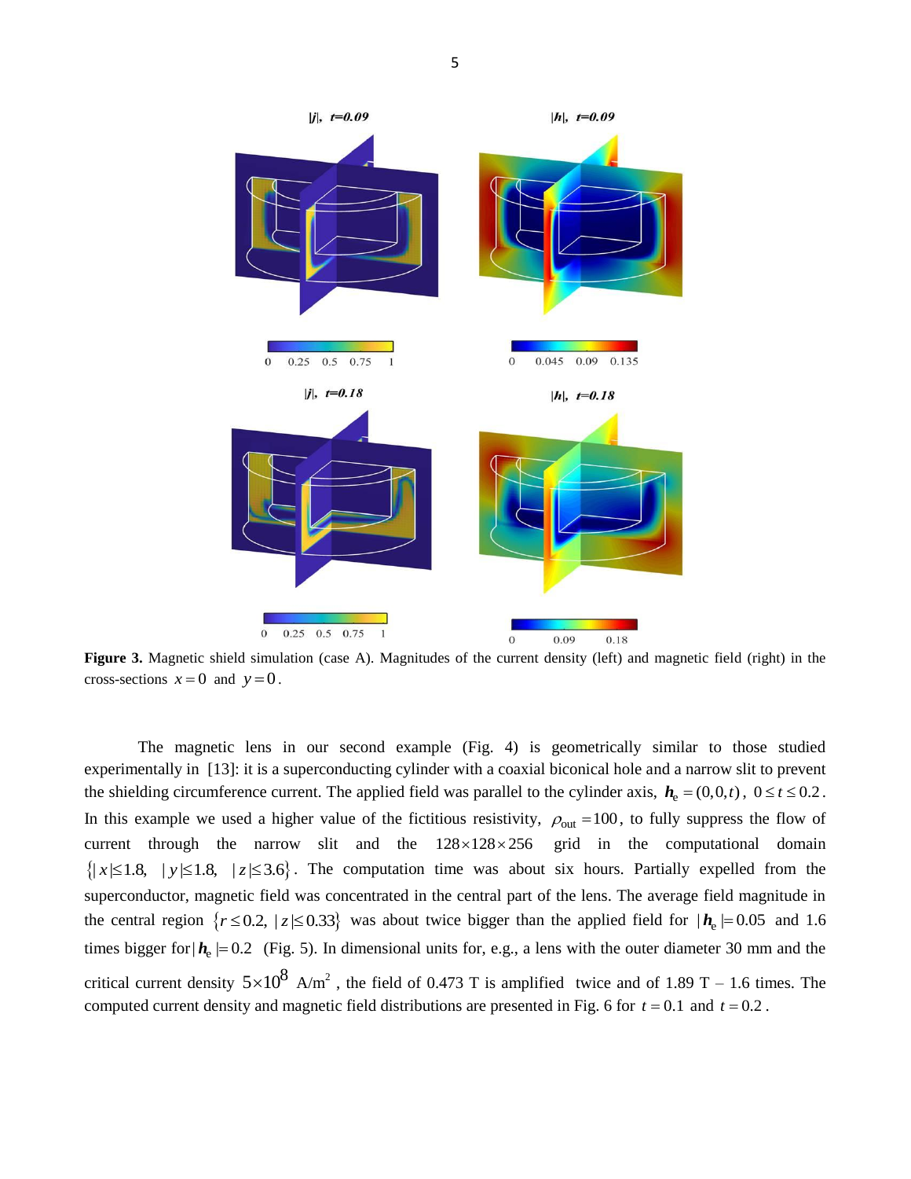**Figure 3.** Magnetic shield simulation (case A). Magnitudes of the current density (left) and magnetic field (right) in the cross-sections $x=0$ and $y=0$.

The magnetic lens in our second example (Fig. 4) is geometrically similar to those studied experimentally in [13]: it is a superconducting cylinder with a coaxial biconical hole and a narrow slit to prevent the shielding circumference current. The applied field was parallel to the cylinder axis, $\boldsymbol{h}_\mathrm{e}=(0,0,t)$, $0\le t\le 0.2$. In this example we used a higher value of the fictitious resistivity, $\rho_\mathrm{out}=100$, to fully suppress the flow of current through the narrow slit and the $128\times128\times256$ grid in the computational domain $\{|x|\le1.8,\ |y|\le1.8,\ |z|\le3.6\}$. The computation time was about six hours. Partially expelled from the superconductor, magnetic field was concentrated in the central part of the lens. The average field magnitude in the central region $\{r\le0.2,\ |z|\le0.33\}$ was about twice bigger than the applied field for $|\boldsymbol{h}_\mathrm{e}|=0.05$ and 1.6 times bigger for $|\boldsymbol{h}_\mathrm{e}|=0.2$ (Fig. 5). In dimensional units for, e.g., a lens with the outer diameter 30 mm and the critical current density $5\times10^{8}$ A/m$^2$, the field of 0.473 T is amplified twice and of 1.89 T – 1.6 times. The computed current density and magnetic field distributions are presented in Fig. 6 for $t=0.1$ and $t=0.2$.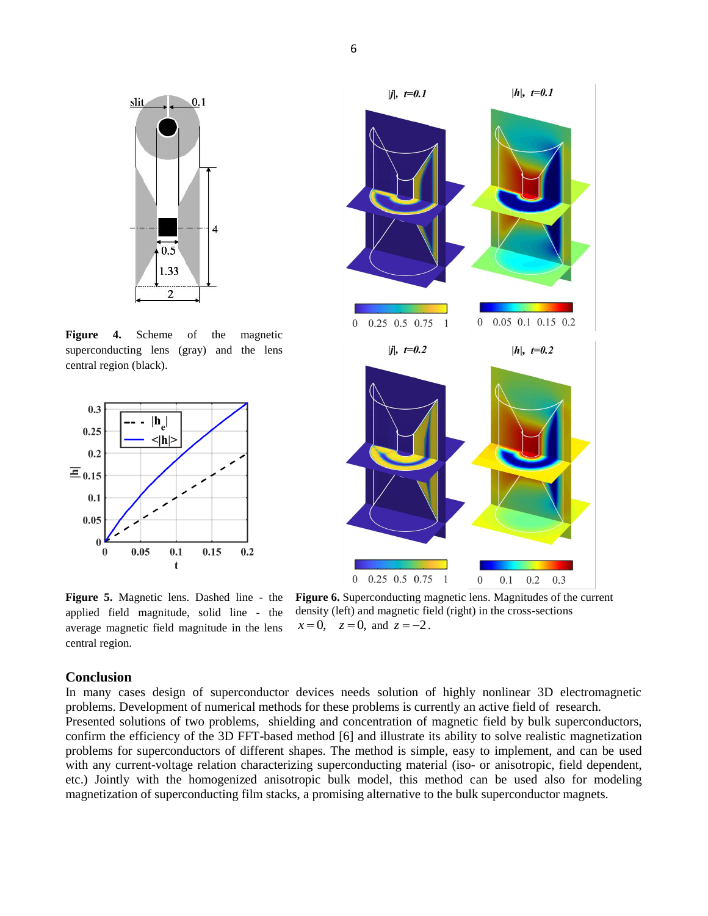**Figure 4.** Scheme of the magnetic superconducting lens (gray) and the lens central region (black).

**Figure 5.** Magnetic lens. Dashed line - the applied field magnitude, solid line - the average magnetic field magnitude in the lens central region.

**Figure 6.** Superconducting magnetic lens. Magnitudes of the current density (left) and magnetic field (right) in the cross-sections $x = 0$, $z = 0$, and $z = -2$.

## Conclusion

In many cases design of superconductor devices needs solution of highly nonlinear 3D electromagnetic problems. Development of numerical methods for these problems is currently an active field of research.
Presented solutions of two problems, shielding and concentration of magnetic field by bulk superconductors, confirm the efficiency of the 3D FFT-based method [6] and illustrate its ability to solve realistic magnetization problems for superconductors of different shapes. The method is simple, easy to implement, and can be used with any current-voltage relation characterizing superconducting material (iso- or anisotropic, field dependent, etc.) Jointly with the homogenized anisotropic bulk model, this method can be used also for modeling magnetization of superconducting film stacks, a promising alternative to the bulk superconductor magnets.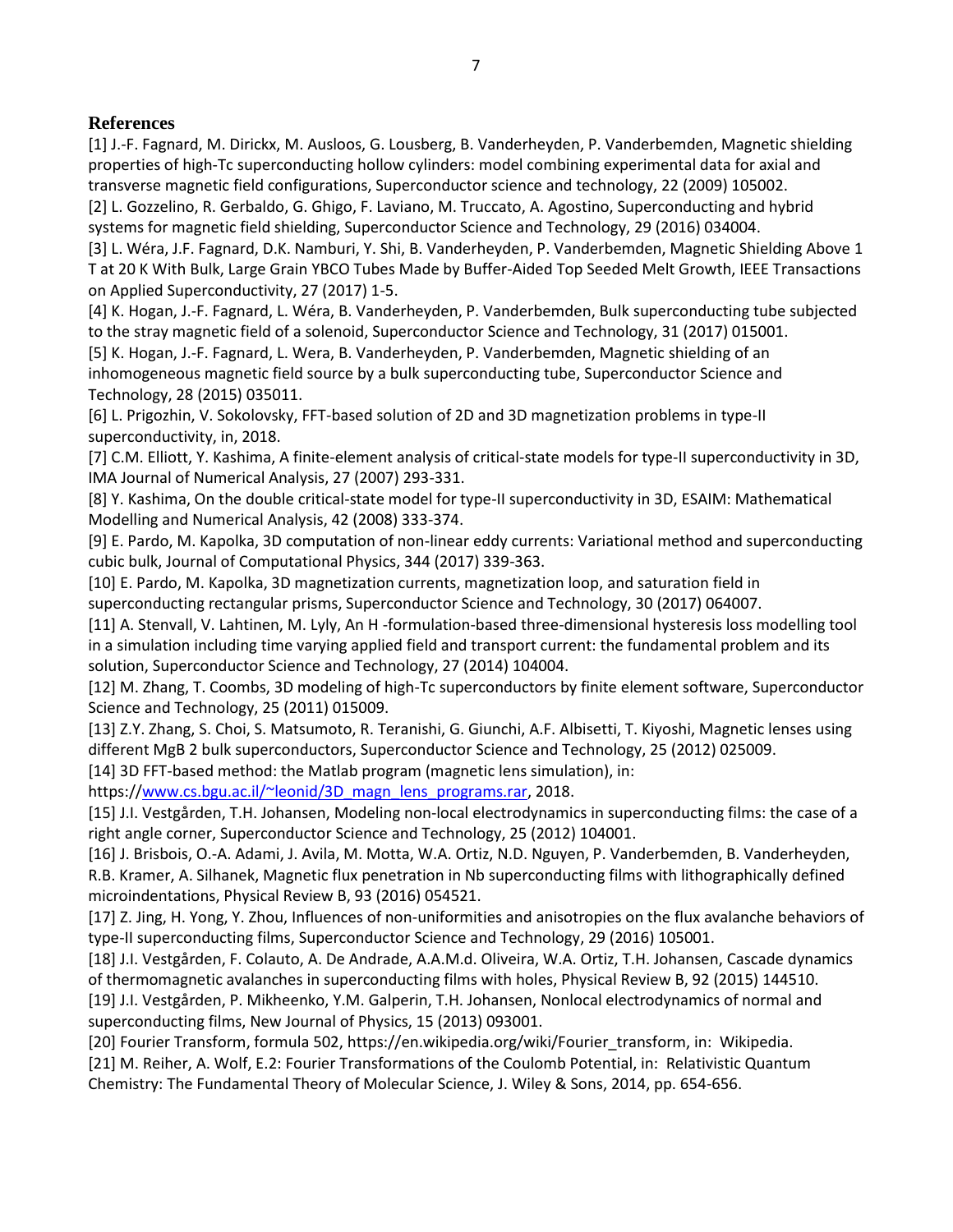## References

[1] J.-F. Fagnard, M. Dirickx, M. Ausloos, G. Lousberg, B. Vanderheyden, P. Vanderbemden, Magnetic shielding properties of high-Tc superconducting hollow cylinders: model combining experimental data for axial and transverse magnetic field configurations, Superconductor science and technology, 22 (2009) 105002.

[2] L. Gozzelino, R. Gerbaldo, G. Ghigo, F. Laviano, M. Truccato, A. Agostino, Superconducting and hybrid systems for magnetic field shielding, Superconductor Science and Technology, 29 (2016) 034004.

[3] L. Wéra, J.F. Fagnard, D.K. Namburi, Y. Shi, B. Vanderheyden, P. Vanderbemden, Magnetic Shielding Above 1 T at 20 K With Bulk, Large Grain YBCO Tubes Made by Buffer-Aided Top Seeded Melt Growth, IEEE Transactions on Applied Superconductivity, 27 (2017) 1-5.

[4] K. Hogan, J.-F. Fagnard, L. Wéra, B. Vanderheyden, P. Vanderbemden, Bulk superconducting tube subjected to the stray magnetic field of a solenoid, Superconductor Science and Technology, 31 (2017) 015001.

[5] K. Hogan, J.-F. Fagnard, L. Wera, B. Vanderheyden, P. Vanderbemden, Magnetic shielding of an inhomogeneous magnetic field source by a bulk superconducting tube, Superconductor Science and Technology, 28 (2015) 035011.

[6] L. Prigozhin, V. Sokolovsky, FFT-based solution of 2D and 3D magnetization problems in type-II superconductivity, in, 2018.

[7] C.M. Elliott, Y. Kashima, A finite-element analysis of critical-state models for type-II superconductivity in 3D, IMA Journal of Numerical Analysis, 27 (2007) 293-331.

[8] Y. Kashima, On the double critical-state model for type-II superconductivity in 3D, ESAIM: Mathematical Modelling and Numerical Analysis, 42 (2008) 333-374.

[9] E. Pardo, M. Kapolka, 3D computation of non-linear eddy currents: Variational method and superconducting cubic bulk, Journal of Computational Physics, 344 (2017) 339-363.

[10] E. Pardo, M. Kapolka, 3D magnetization currents, magnetization loop, and saturation field in superconducting rectangular prisms, Superconductor Science and Technology, 30 (2017) 064007.

[11] A. Stenvall, V. Lahtinen, M. Lyly, An H -formulation-based three-dimensional hysteresis loss modelling tool in a simulation including time varying applied field and transport current: the fundamental problem and its solution, Superconductor Science and Technology, 27 (2014) 104004.

[12] M. Zhang, T. Coombs, 3D modeling of high-Tc superconductors by finite element software, Superconductor Science and Technology, 25 (2011) 015009.

[13] Z.Y. Zhang, S. Choi, S. Matsumoto, R. Teranishi, G. Giunchi, A.F. Albisetti, T. Kiyoshi, Magnetic lenses using different MgB 2 bulk superconductors, Superconductor Science and Technology, 25 (2012) 025009.

[14] 3D FFT-based method: the Matlab program (magnetic lens simulation), in: https://www.cs.bgu.ac.il/~leonid/3D_magn_lens_programs.rar, 2018.

[15] J.I. Vestgården, T.H. Johansen, Modeling non-local electrodynamics in superconducting films: the case of a right angle corner, Superconductor Science and Technology, 25 (2012) 104001.

[16] J. Brisbois, O.-A. Adami, J. Avila, M. Motta, W.A. Ortiz, N.D. Nguyen, P. Vanderbemden, B. Vanderheyden, R.B. Kramer, A. Silhanek, Magnetic flux penetration in Nb superconducting films with lithographically defined microindentations, Physical Review B, 93 (2016) 054521.

[17] Z. Jing, H. Yong, Y. Zhou, Influences of non-uniformities and anisotropies on the flux avalanche behaviors of type-II superconducting films, Superconductor Science and Technology, 29 (2016) 105001.

[18] J.I. Vestgården, F. Colauto, A. De Andrade, A.A.M.d. Oliveira, W.A. Ortiz, T.H. Johansen, Cascade dynamics of thermomagnetic avalanches in superconducting films with holes, Physical Review B, 92 (2015) 144510.

[19] J.I. Vestgården, P. Mikheenko, Y.M. Galperin, T.H. Johansen, Nonlocal electrodynamics of normal and superconducting films, New Journal of Physics, 15 (2013) 093001.

[20] Fourier Transform, formula 502, https://en.wikipedia.org/wiki/Fourier_transform, in: Wikipedia.

[21] M. Reiher, A. Wolf, E.2: Fourier Transformations of the Coulomb Potential, in: Relativistic Quantum Chemistry: The Fundamental Theory of Molecular Science, J. Wiley & Sons, 2014, pp. 654-656.